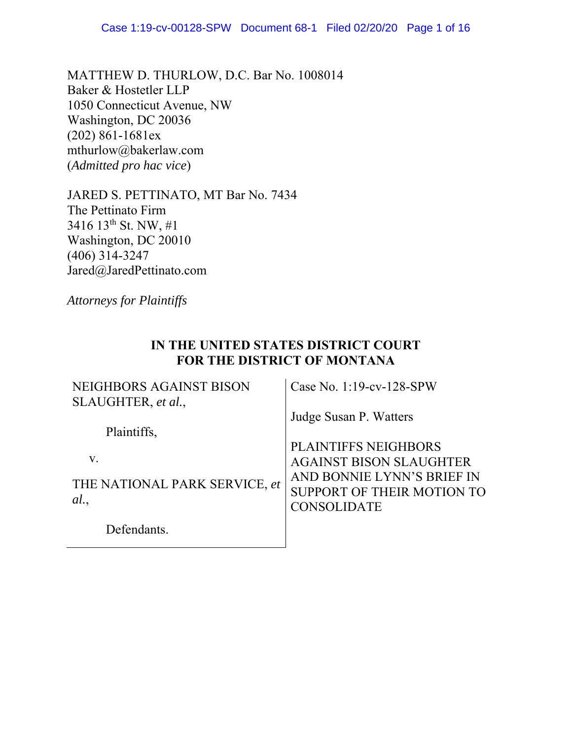MATTHEW D. THURLOW, D.C. Bar No. 1008014
Baker & Hostetler LLP
1050 Connecticut Avenue, NW
Washington, DC 20036
(202) 861-1681ex
mthurlow@bakerlaw.com
(*Admitted pro hac vice*)

JARED S. PETTINATO, MT Bar No. 7434
The Pettinato Firm
3416 13th St. NW, #1
Washington, DC 20010
(406) 314-3247
Jared@JaredPettinato.com

*Attorneys for Plaintiffs*

**IN THE UNITED STATES DISTRICT COURT FOR THE DISTRICT OF MONTANA**

| | |
|---|---|
| NEIGHBORS AGAINST BISON SLAUGHTER, *et al.*,<br><br>Plaintiffs,<br><br>v.<br><br>THE NATIONAL PARK SERVICE, *et al.*,<br><br>Defendants. | Case No. 1:19-cv-128-SPW<br><br>Judge Susan P. Watters<br><br>PLAINTIFFS NEIGHBORS AGAINST BISON SLAUGHTER AND BONNIE LYNN'S BRIEF IN SUPPORT OF THEIR MOTION TO CONSOLIDATE |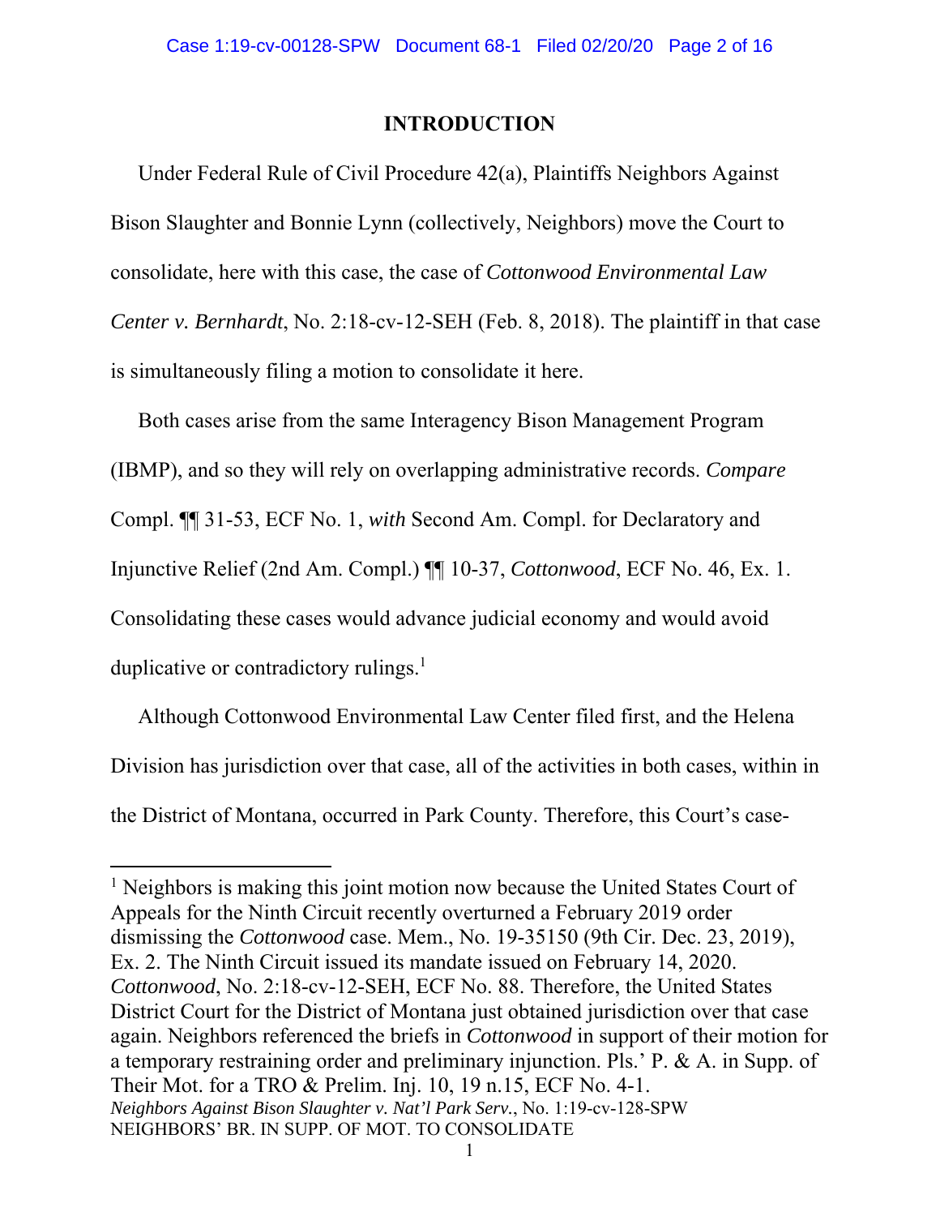## INTRODUCTION

Under Federal Rule of Civil Procedure 42(a), Plaintiffs Neighbors Against Bison Slaughter and Bonnie Lynn (collectively, Neighbors) move the Court to consolidate, here with this case, the case of *Cottonwood Environmental Law Center v. Bernhardt*, No. 2:18-cv-12-SEH (Feb. 8, 2018). The plaintiff in that case is simultaneously filing a motion to consolidate it here.

Both cases arise from the same Interagency Bison Management Program (IBMP), and so they will rely on overlapping administrative records. *Compare* Compl. ¶¶ 31-53, ECF No. 1, *with* Second Am. Compl. for Declaratory and Injunctive Relief (2nd Am. Compl.) ¶¶ 10-37, *Cottonwood*, ECF No. 46, Ex. 1. Consolidating these cases would advance judicial economy and would avoid duplicative or contradictory rulings.[1]

Although Cottonwood Environmental Law Center filed first, and the Helena Division has jurisdiction over that case, all of the activities in both cases, within in the District of Montana, occurred in Park County. Therefore, this Court's case-

[1] Neighbors is making this joint motion now because the United States Court of Appeals for the Ninth Circuit recently overturned a February 2019 order dismissing the *Cottonwood* case. Mem., No. 19-35150 (9th Cir. Dec. 23, 2019), Ex. 2. The Ninth Circuit issued its mandate issued on February 14, 2020. *Cottonwood*, No. 2:18-cv-12-SEH, ECF No. 88. Therefore, the United States District Court for the District of Montana just obtained jurisdiction over that case again. Neighbors referenced the briefs in *Cottonwood* in support of their motion for a temporary restraining order and preliminary injunction. Pls.' P. & A. in Supp. of Their Mot. for a TRO & Prelim. Inj. 10, 19 n.15, ECF No. 4-1.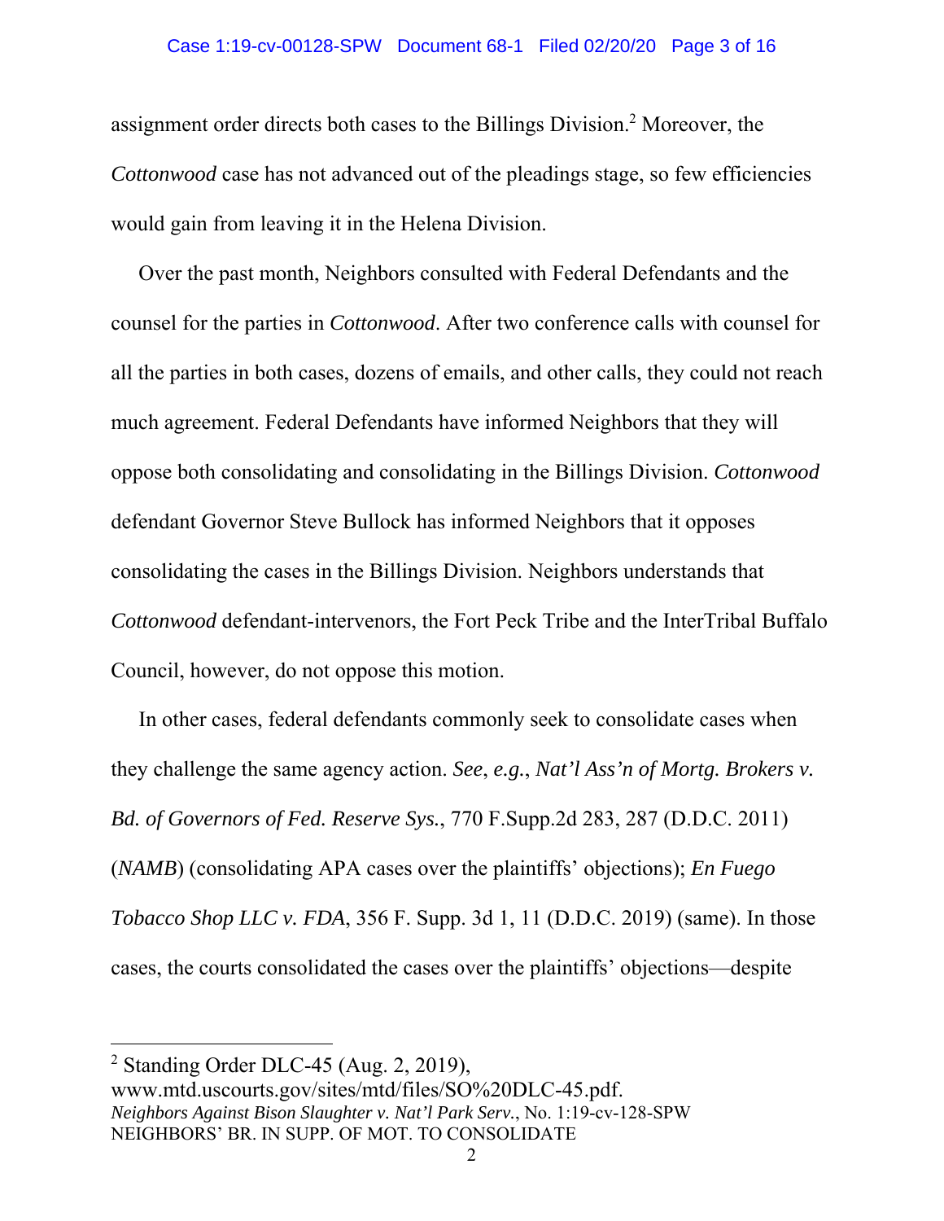assignment order directs both cases to the Billings Division.[2] Moreover, the *Cottonwood* case has not advanced out of the pleadings stage, so few efficiencies would gain from leaving it in the Helena Division.

Over the past month, Neighbors consulted with Federal Defendants and the counsel for the parties in *Cottonwood*. After two conference calls with counsel for all the parties in both cases, dozens of emails, and other calls, they could not reach much agreement. Federal Defendants have informed Neighbors that they will oppose both consolidating and consolidating in the Billings Division. *Cottonwood* defendant Governor Steve Bullock has informed Neighbors that it opposes consolidating the cases in the Billings Division. Neighbors understands that *Cottonwood* defendant-intervenors, the Fort Peck Tribe and the InterTribal Buffalo Council, however, do not oppose this motion.

In other cases, federal defendants commonly seek to consolidate cases when they challenge the same agency action. *See*, *e.g.*, *Nat'l Ass'n of Mortg. Brokers v. Bd. of Governors of Fed. Reserve Sys.*, 770 F.Supp.2d 283, 287 (D.D.C. 2011) (*NAMB*) (consolidating APA cases over the plaintiffs' objections); *En Fuego Tobacco Shop LLC v. FDA*, 356 F. Supp. 3d 1, 11 (D.D.C. 2019) (same). In those cases, the courts consolidated the cases over the plaintiffs' objections—despite

---

[2] Standing Order DLC-45 (Aug. 2, 2019), www.mtd.uscourts.gov/sites/mtd/files/SO%20DLC-45.pdf.

*Neighbors Against Bison Slaughter v. Nat'l Park Serv.*, No. 1:19-cv-128-SPW
NEIGHBORS' BR. IN SUPP. OF MOT. TO CONSOLIDATE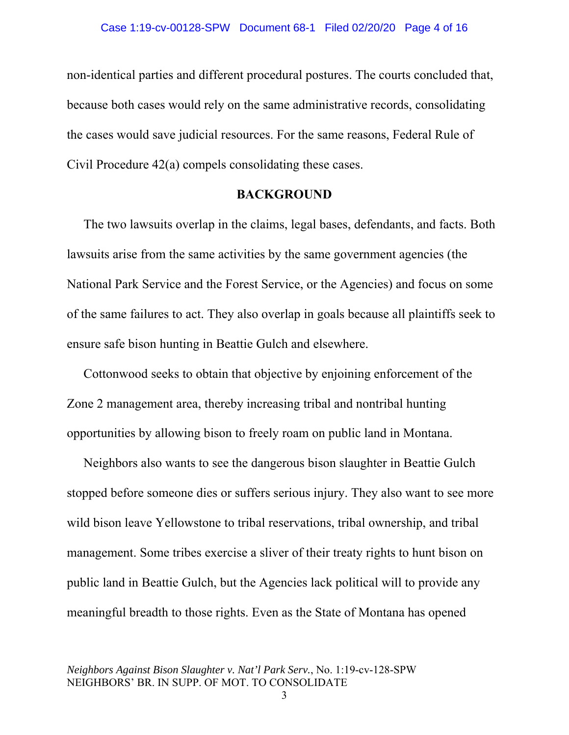non-identical parties and different procedural postures. The courts concluded that, because both cases would rely on the same administrative records, consolidating the cases would save judicial resources. For the same reasons, Federal Rule of Civil Procedure 42(a) compels consolidating these cases.

## BACKGROUND

The two lawsuits overlap in the claims, legal bases, defendants, and facts. Both lawsuits arise from the same activities by the same government agencies (the National Park Service and the Forest Service, or the Agencies) and focus on some of the same failures to act. They also overlap in goals because all plaintiffs seek to ensure safe bison hunting in Beattie Gulch and elsewhere.

Cottonwood seeks to obtain that objective by enjoining enforcement of the Zone 2 management area, thereby increasing tribal and nontribal hunting opportunities by allowing bison to freely roam on public land in Montana.

Neighbors also wants to see the dangerous bison slaughter in Beattie Gulch stopped before someone dies or suffers serious injury. They also want to see more wild bison leave Yellowstone to tribal reservations, tribal ownership, and tribal management. Some tribes exercise a sliver of their treaty rights to hunt bison on public land in Beattie Gulch, but the Agencies lack political will to provide any meaningful breadth to those rights. Even as the State of Montana has opened

*Neighbors Against Bison Slaughter v. Nat'l Park Serv.*, No. 1:19-cv-128-SPW
NEIGHBORS' BR. IN SUPP. OF MOT. TO CONSOLIDATE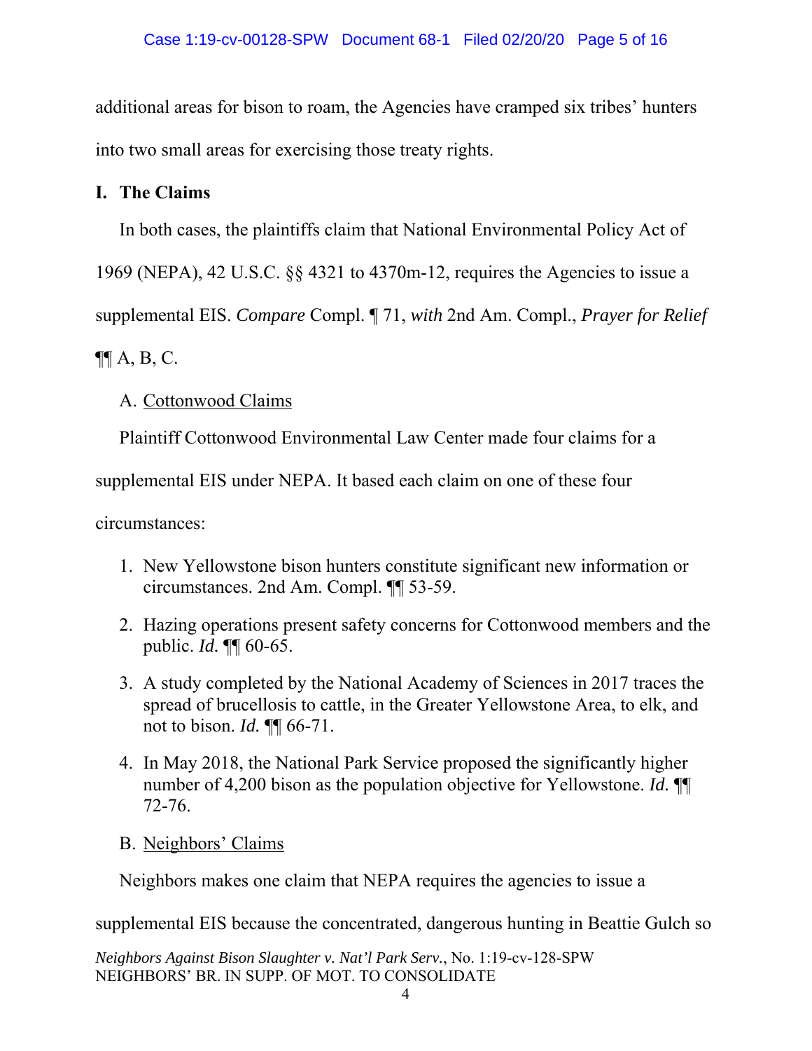additional areas for bison to roam, the Agencies have cramped six tribes' hunters into two small areas for exercising those treaty rights.

## I. The Claims

In both cases, the plaintiffs claim that National Environmental Policy Act of 1969 (NEPA), 42 U.S.C. §§ 4321 to 4370m-12, requires the Agencies to issue a supplemental EIS. *Compare* Compl. ¶ 71, *with* 2nd Am. Compl., *Prayer for Relief* ¶¶ A, B, C.

### A. Cottonwood Claims

Plaintiff Cottonwood Environmental Law Center made four claims for a supplemental EIS under NEPA. It based each claim on one of these four circumstances:

1. New Yellowstone bison hunters constitute significant new information or circumstances. 2nd Am. Compl. ¶¶ 53-59.
2. Hazing operations present safety concerns for Cottonwood members and the public. *Id.* ¶¶ 60-65.
3. A study completed by the National Academy of Sciences in 2017 traces the spread of brucellosis to cattle, in the Greater Yellowstone Area, to elk, and not to bison. *Id.* ¶¶ 66-71.
4. In May 2018, the National Park Service proposed the significantly higher number of 4,200 bison as the population objective for Yellowstone. *Id.* ¶¶ 72-76.

### B. Neighbors' Claims

Neighbors makes one claim that NEPA requires the agencies to issue a supplemental EIS because the concentrated, dangerous hunting in Beattie Gulch so

*Neighbors Against Bison Slaughter v. Nat'l Park Serv.*, No. 1:19-cv-128-SPW
NEIGHBORS' BR. IN SUPP. OF MOT. TO CONSOLIDATE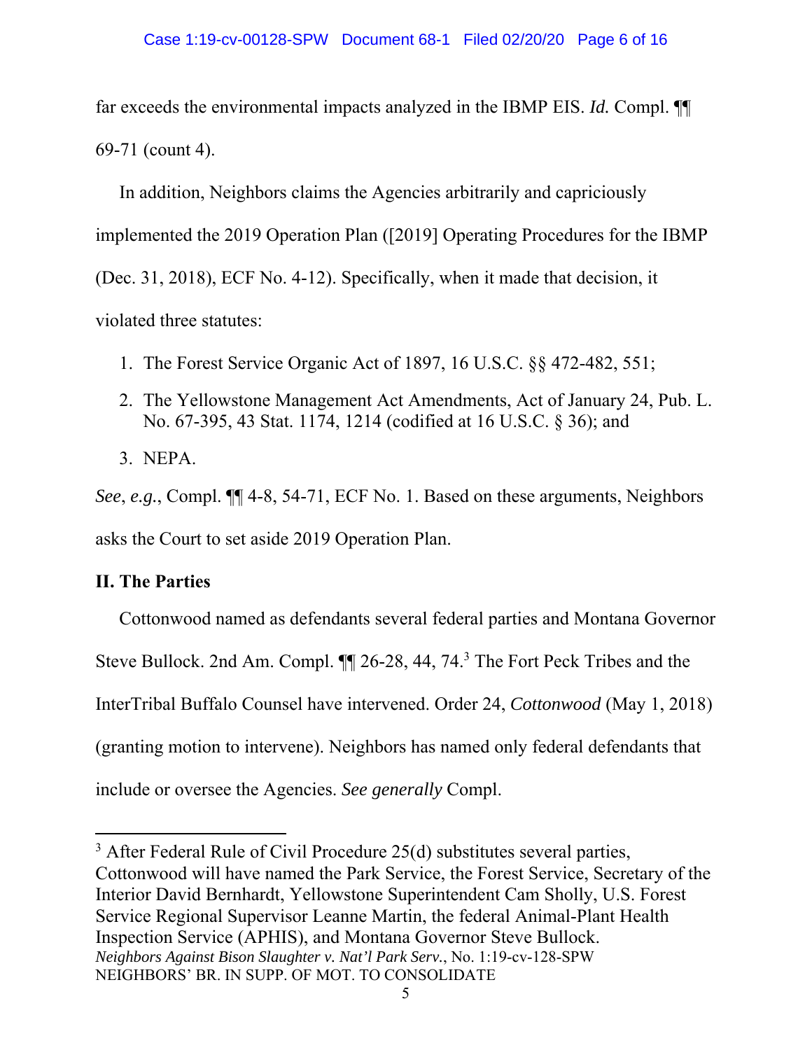far exceeds the environmental impacts analyzed in the IBMP EIS. *Id.* Compl. ¶¶ 69-71 (count 4).

In addition, Neighbors claims the Agencies arbitrarily and capriciously implemented the 2019 Operation Plan ([2019] Operating Procedures for the IBMP (Dec. 31, 2018), ECF No. 4-12). Specifically, when it made that decision, it violated three statutes:

1. The Forest Service Organic Act of 1897, 16 U.S.C. §§ 472-482, 551;
2. The Yellowstone Management Act Amendments, Act of January 24, Pub. L. No. 67-395, 43 Stat. 1174, 1214 (codified at 16 U.S.C. § 36); and
3. NEPA.

*See*, *e.g.*, Compl. ¶¶ 4-8, 54-71, ECF No. 1. Based on these arguments, Neighbors asks the Court to set aside 2019 Operation Plan.

## II. The Parties

Cottonwood named as defendants several federal parties and Montana Governor Steve Bullock. 2nd Am. Compl. ¶¶ 26-28, 44, 74.[3] The Fort Peck Tribes and the InterTribal Buffalo Counsel have intervened. Order 24, *Cottonwood* (May 1, 2018) (granting motion to intervene). Neighbors has named only federal defendants that include or oversee the Agencies. *See generally* Compl.

[3] After Federal Rule of Civil Procedure 25(d) substitutes several parties, Cottonwood will have named the Park Service, the Forest Service, Secretary of the Interior David Bernhardt, Yellowstone Superintendent Cam Sholly, U.S. Forest Service Regional Supervisor Leanne Martin, the federal Animal-Plant Health Inspection Service (APHIS), and Montana Governor Steve Bullock.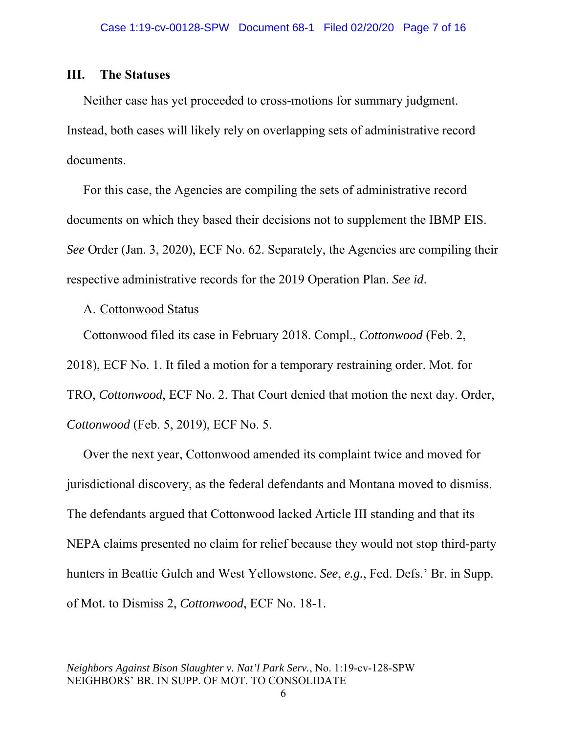## III. The Statuses

Neither case has yet proceeded to cross-motions for summary judgment. Instead, both cases will likely rely on overlapping sets of administrative record documents.

For this case, the Agencies are compiling the sets of administrative record documents on which they based their decisions not to supplement the IBMP EIS. *See* Order (Jan. 3, 2020), ECF No. 62. Separately, the Agencies are compiling their respective administrative records for the 2019 Operation Plan. *See id*.

A. Cottonwood Status

Cottonwood filed its case in February 2018. Compl., *Cottonwood* (Feb. 2, 2018), ECF No. 1. It filed a motion for a temporary restraining order. Mot. for TRO, *Cottonwood*, ECF No. 2. That Court denied that motion the next day. Order, *Cottonwood* (Feb. 5, 2019), ECF No. 5.

Over the next year, Cottonwood amended its complaint twice and moved for jurisdictional discovery, as the federal defendants and Montana moved to dismiss. The defendants argued that Cottonwood lacked Article III standing and that its NEPA claims presented no claim for relief because they would not stop third-party hunters in Beattie Gulch and West Yellowstone. *See*, *e.g.*, Fed. Defs.' Br. in Supp. of Mot. to Dismiss 2, *Cottonwood*, ECF No. 18-1.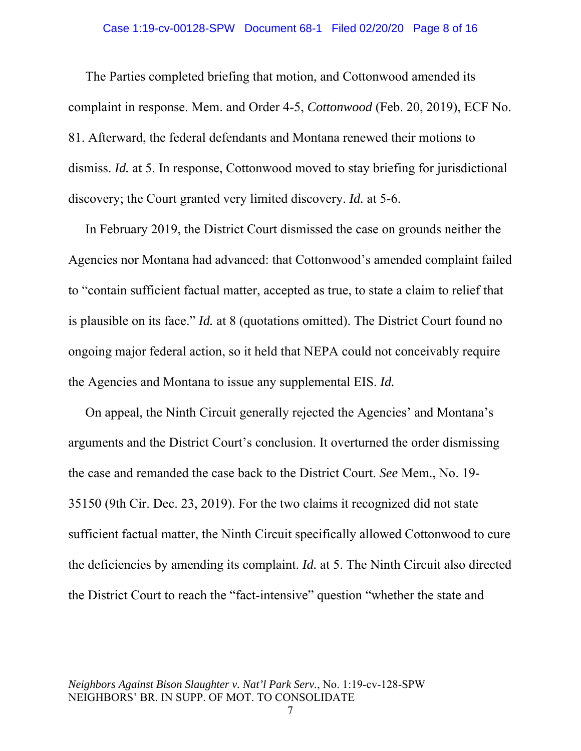The Parties completed briefing that motion, and Cottonwood amended its complaint in response. Mem. and Order 4-5, *Cottonwood* (Feb. 20, 2019), ECF No. 81. Afterward, the federal defendants and Montana renewed their motions to dismiss. *Id.* at 5. In response, Cottonwood moved to stay briefing for jurisdictional discovery; the Court granted very limited discovery. *Id.* at 5-6.

In February 2019, the District Court dismissed the case on grounds neither the Agencies nor Montana had advanced: that Cottonwood's amended complaint failed to "contain sufficient factual matter, accepted as true, to state a claim to relief that is plausible on its face." *Id.* at 8 (quotations omitted). The District Court found no ongoing major federal action, so it held that NEPA could not conceivably require the Agencies and Montana to issue any supplemental EIS. *Id.*

On appeal, the Ninth Circuit generally rejected the Agencies' and Montana's arguments and the District Court's conclusion. It overturned the order dismissing the case and remanded the case back to the District Court. *See* Mem., No. 19-35150 (9th Cir. Dec. 23, 2019). For the two claims it recognized did not state sufficient factual matter, the Ninth Circuit specifically allowed Cottonwood to cure the deficiencies by amending its complaint. *Id.* at 5. The Ninth Circuit also directed the District Court to reach the "fact-intensive" question "whether the state and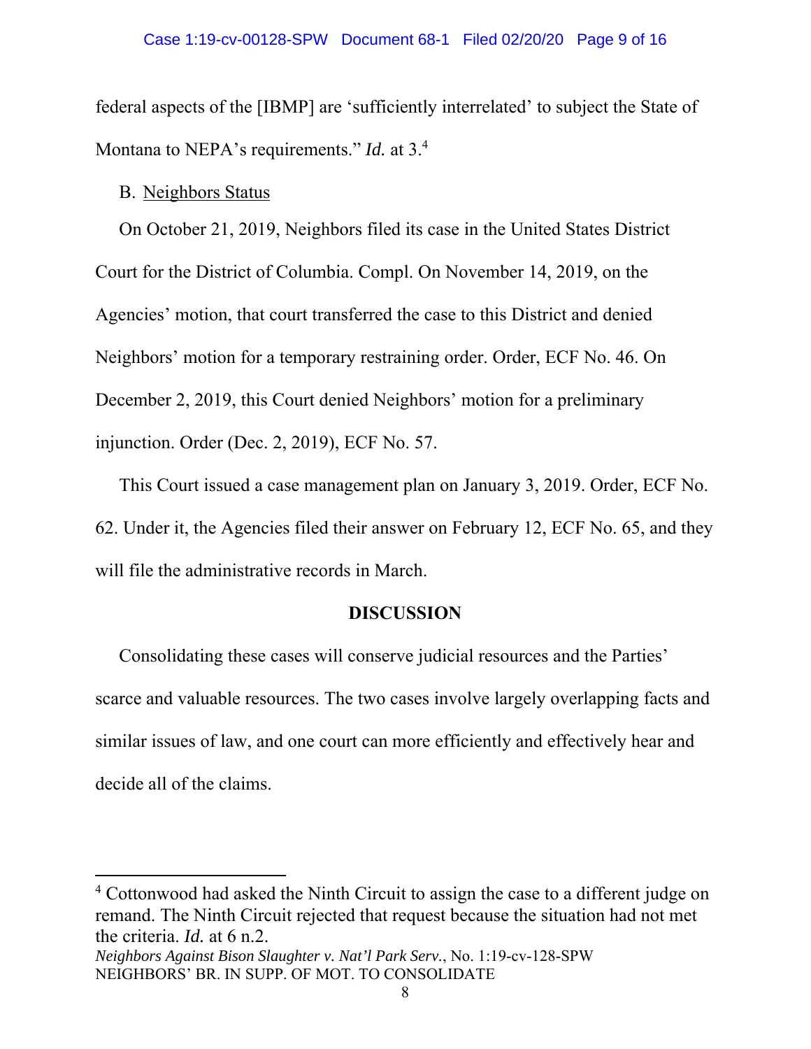federal aspects of the [IBMP] are 'sufficiently interrelated' to subject the State of Montana to NEPA's requirements." *Id.* at 3.[4]

B. Neighbors Status

On October 21, 2019, Neighbors filed its case in the United States District Court for the District of Columbia. Compl. On November 14, 2019, on the Agencies' motion, that court transferred the case to this District and denied Neighbors' motion for a temporary restraining order. Order, ECF No. 46. On December 2, 2019, this Court denied Neighbors' motion for a preliminary injunction. Order (Dec. 2, 2019), ECF No. 57.

This Court issued a case management plan on January 3, 2019. Order, ECF No. 62. Under it, the Agencies filed their answer on February 12, ECF No. 65, and they will file the administrative records in March.

## DISCUSSION

Consolidating these cases will conserve judicial resources and the Parties' scarce and valuable resources. The two cases involve largely overlapping facts and similar issues of law, and one court can more efficiently and effectively hear and decide all of the claims.

---

[4] Cottonwood had asked the Ninth Circuit to assign the case to a different judge on remand. The Ninth Circuit rejected that request because the situation had not met the criteria. *Id.* at 6 n.2.

*Neighbors Against Bison Slaughter v. Nat'l Park Serv.*, No. 1:19-cv-128-SPW
NEIGHBORS' BR. IN SUPP. OF MOT. TO CONSOLIDATE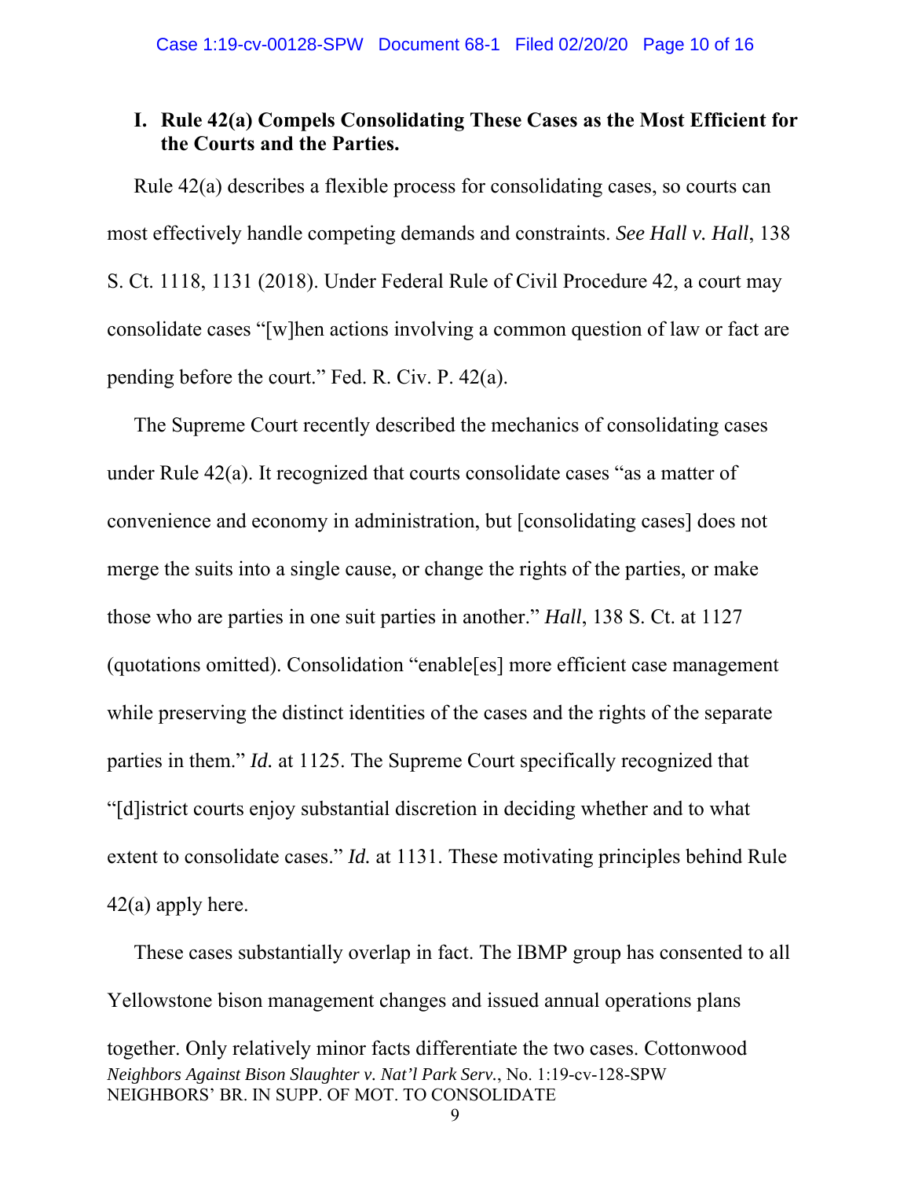## I. Rule 42(a) Compels Consolidating These Cases as the Most Efficient for the Courts and the Parties.

Rule 42(a) describes a flexible process for consolidating cases, so courts can most effectively handle competing demands and constraints. *See Hall v. Hall*, 138 S. Ct. 1118, 1131 (2018). Under Federal Rule of Civil Procedure 42, a court may consolidate cases "[w]hen actions involving a common question of law or fact are pending before the court." Fed. R. Civ. P. 42(a).

The Supreme Court recently described the mechanics of consolidating cases under Rule 42(a). It recognized that courts consolidate cases "as a matter of convenience and economy in administration, but [consolidating cases] does not merge the suits into a single cause, or change the rights of the parties, or make those who are parties in one suit parties in another." *Hall*, 138 S. Ct. at 1127 (quotations omitted). Consolidation "enable[es] more efficient case management while preserving the distinct identities of the cases and the rights of the separate parties in them." *Id.* at 1125. The Supreme Court specifically recognized that "[d]istrict courts enjoy substantial discretion in deciding whether and to what extent to consolidate cases." *Id.* at 1131. These motivating principles behind Rule 42(a) apply here.

These cases substantially overlap in fact. The IBMP group has consented to all Yellowstone bison management changes and issued annual operations plans together. Only relatively minor facts differentiate the two cases. Cottonwood

*Neighbors Against Bison Slaughter v. Nat'l Park Serv.*, No. 1:19-cv-128-SPW
NEIGHBORS' BR. IN SUPP. OF MOT. TO CONSOLIDATE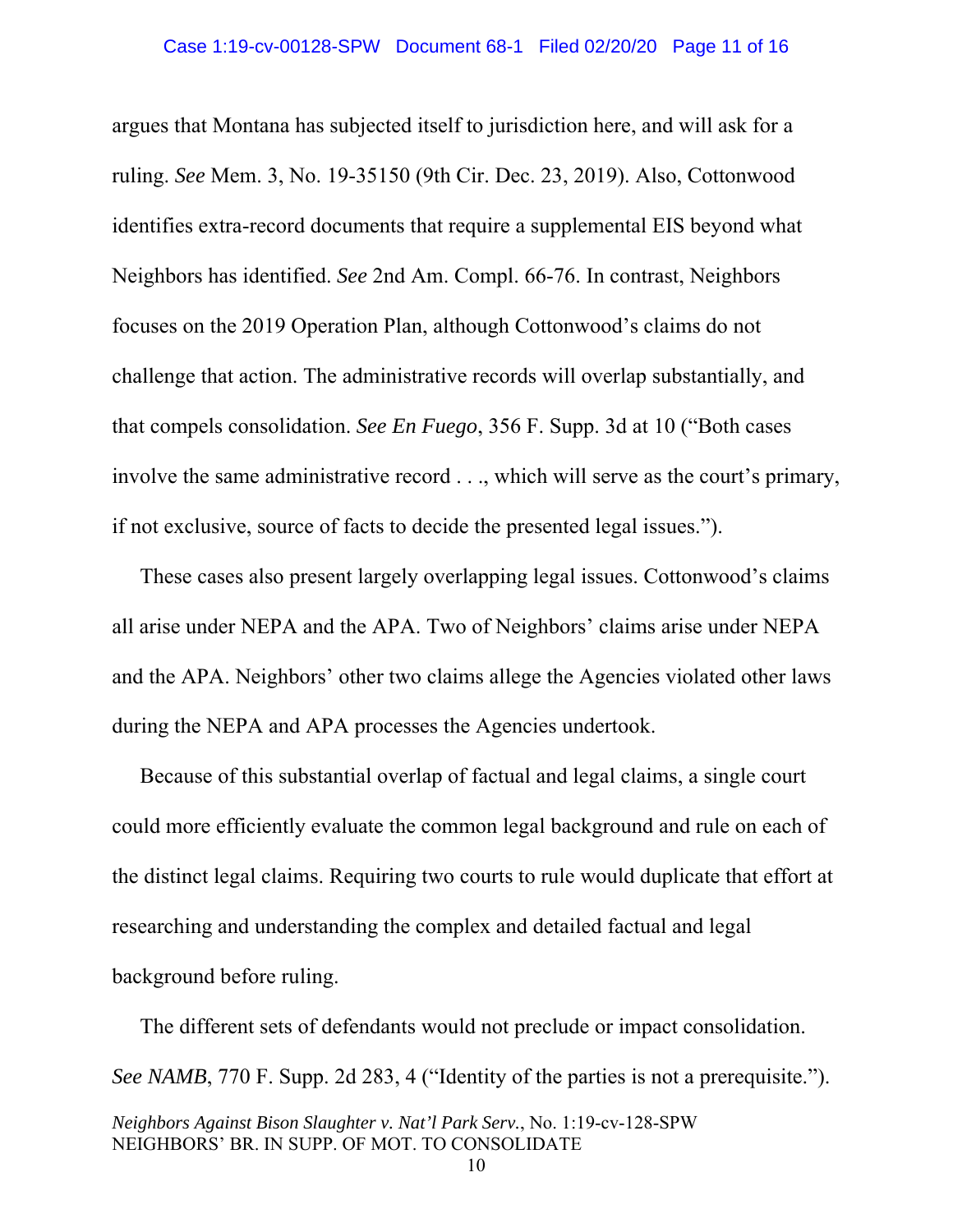argues that Montana has subjected itself to jurisdiction here, and will ask for a ruling. *See* Mem. 3, No. 19-35150 (9th Cir. Dec. 23, 2019). Also, Cottonwood identifies extra-record documents that require a supplemental EIS beyond what Neighbors has identified. *See* 2nd Am. Compl. 66-76. In contrast, Neighbors focuses on the 2019 Operation Plan, although Cottonwood's claims do not challenge that action. The administrative records will overlap substantially, and that compels consolidation. *See En Fuego*, 356 F. Supp. 3d at 10 ("Both cases involve the same administrative record . . ., which will serve as the court's primary, if not exclusive, source of facts to decide the presented legal issues.").

These cases also present largely overlapping legal issues. Cottonwood's claims all arise under NEPA and the APA. Two of Neighbors' claims arise under NEPA and the APA. Neighbors' other two claims allege the Agencies violated other laws during the NEPA and APA processes the Agencies undertook.

Because of this substantial overlap of factual and legal claims, a single court could more efficiently evaluate the common legal background and rule on each of the distinct legal claims. Requiring two courts to rule would duplicate that effort at researching and understanding the complex and detailed factual and legal background before ruling.

The different sets of defendants would not preclude or impact consolidation. *See NAMB*, 770 F. Supp. 2d 283, 4 ("Identity of the parties is not a prerequisite.").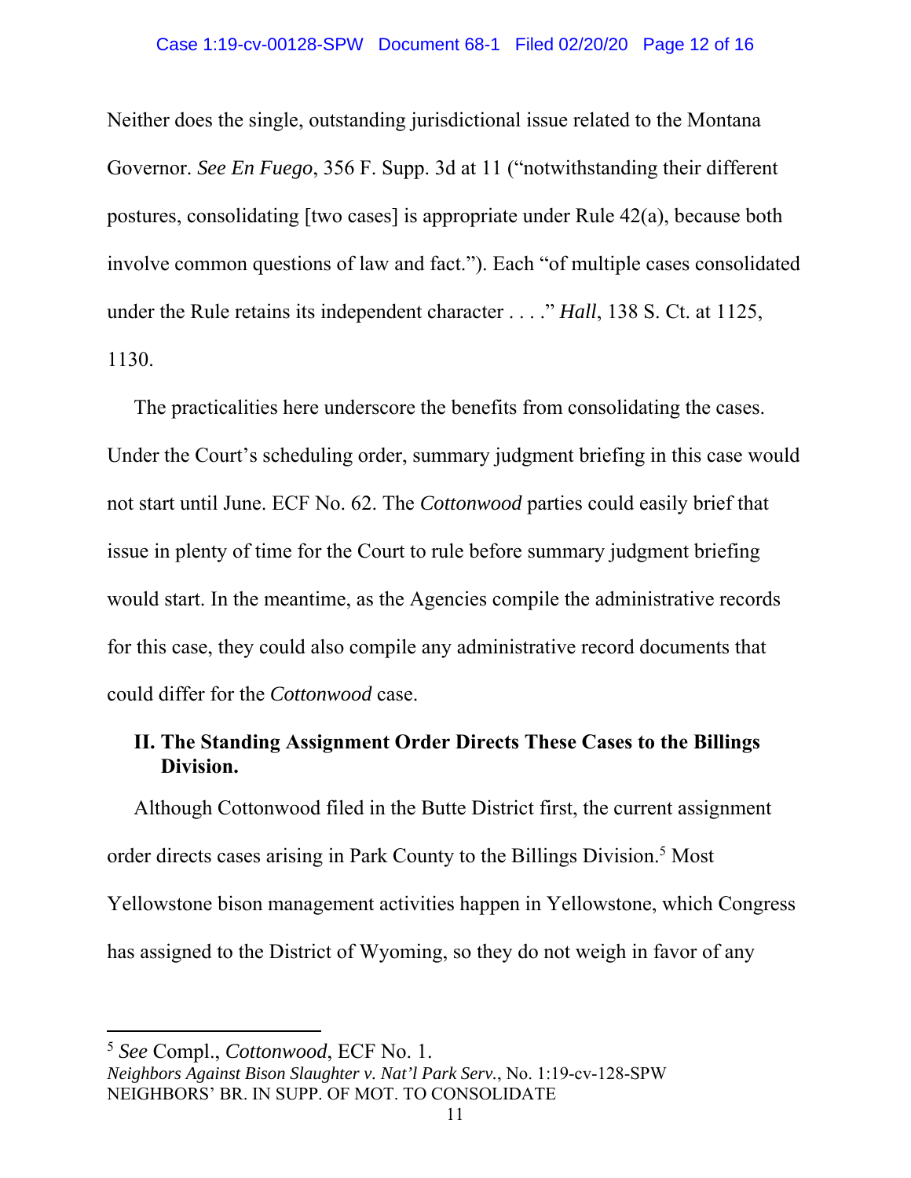Neither does the single, outstanding jurisdictional issue related to the Montana Governor. *See En Fuego*, 356 F. Supp. 3d at 11 ("notwithstanding their different postures, consolidating [two cases] is appropriate under Rule 42(a), because both involve common questions of law and fact."). Each "of multiple cases consolidated under the Rule retains its independent character . . . ." *Hall*, 138 S. Ct. at 1125, 1130.

The practicalities here underscore the benefits from consolidating the cases. Under the Court's scheduling order, summary judgment briefing in this case would not start until June. ECF No. 62. The *Cottonwood* parties could easily brief that issue in plenty of time for the Court to rule before summary judgment briefing would start. In the meantime, as the Agencies compile the administrative records for this case, they could also compile any administrative record documents that could differ for the *Cottonwood* case.

## II. The Standing Assignment Order Directs These Cases to the Billings Division.

Although Cottonwood filed in the Butte District first, the current assignment order directs cases arising in Park County to the Billings Division.[5] Most Yellowstone bison management activities happen in Yellowstone, which Congress has assigned to the District of Wyoming, so they do not weigh in favor of any

---

[5] *See* Compl., *Cottonwood*, ECF No. 1.

*Neighbors Against Bison Slaughter v. Nat'l Park Serv.*, No. 1:19-cv-128-SPW
NEIGHBORS' BR. IN SUPP. OF MOT. TO CONSOLIDATE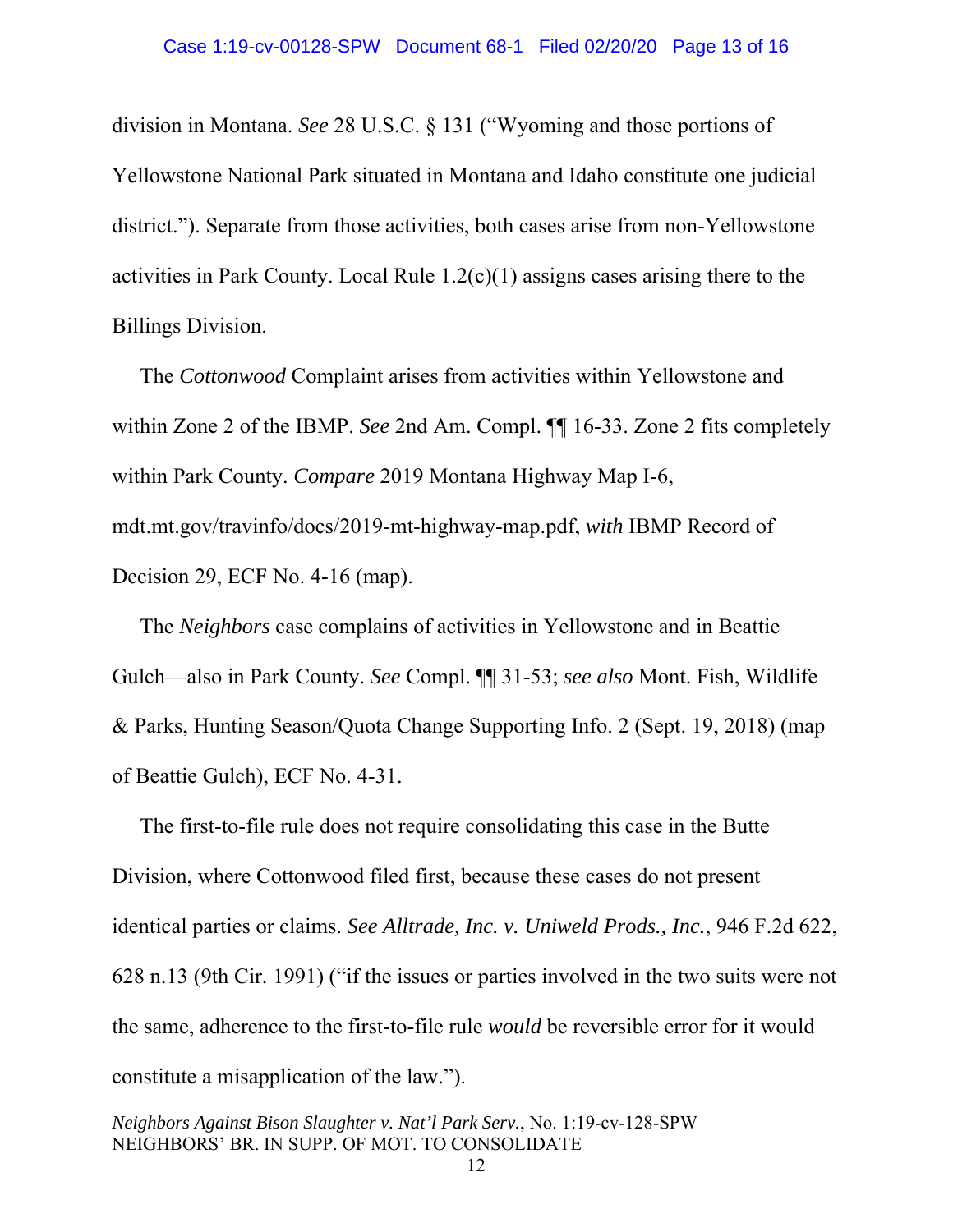division in Montana. *See* 28 U.S.C. § 131 ("Wyoming and those portions of Yellowstone National Park situated in Montana and Idaho constitute one judicial district."). Separate from those activities, both cases arise from non-Yellowstone activities in Park County. Local Rule 1.2(c)(1) assigns cases arising there to the Billings Division.

The *Cottonwood* Complaint arises from activities within Yellowstone and within Zone 2 of the IBMP. *See* 2nd Am. Compl. ¶¶ 16-33. Zone 2 fits completely within Park County. *Compare* 2019 Montana Highway Map I-6, mdt.mt.gov/travinfo/docs/2019-mt-highway-map.pdf, *with* IBMP Record of Decision 29, ECF No. 4-16 (map).

The *Neighbors* case complains of activities in Yellowstone and in Beattie Gulch—also in Park County. *See* Compl. ¶¶ 31-53; *see also* Mont. Fish, Wildlife & Parks, Hunting Season/Quota Change Supporting Info. 2 (Sept. 19, 2018) (map of Beattie Gulch), ECF No. 4-31.

The first-to-file rule does not require consolidating this case in the Butte Division, where Cottonwood filed first, because these cases do not present identical parties or claims. *See Alltrade, Inc. v. Uniweld Prods., Inc.*, 946 F.2d 622, 628 n.13 (9th Cir. 1991) ("if the issues or parties involved in the two suits were not the same, adherence to the first-to-file rule *would* be reversible error for it would constitute a misapplication of the law.").

*Neighbors Against Bison Slaughter v. Nat'l Park Serv.*, No. 1:19-cv-128-SPW
NEIGHBORS' BR. IN SUPP. OF MOT. TO CONSOLIDATE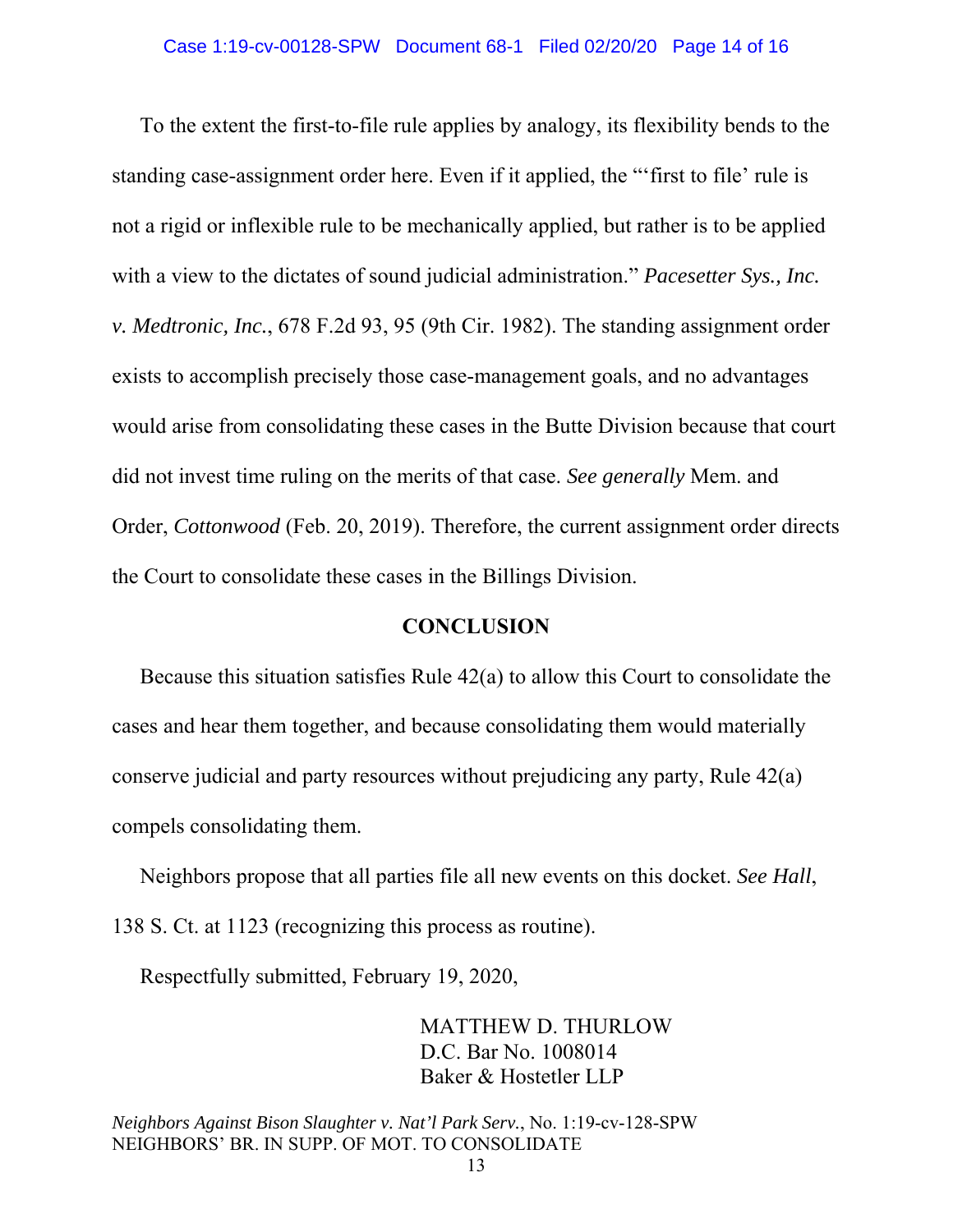To the extent the first-to-file rule applies by analogy, its flexibility bends to the standing case-assignment order here. Even if it applied, the "'first to file' rule is not a rigid or inflexible rule to be mechanically applied, but rather is to be applied with a view to the dictates of sound judicial administration." *Pacesetter Sys., Inc. v. Medtronic, Inc.*, 678 F.2d 93, 95 (9th Cir. 1982). The standing assignment order exists to accomplish precisely those case-management goals, and no advantages would arise from consolidating these cases in the Butte Division because that court did not invest time ruling on the merits of that case. *See generally* Mem. and Order, *Cottonwood* (Feb. 20, 2019). Therefore, the current assignment order directs the Court to consolidate these cases in the Billings Division.

## CONCLUSION

Because this situation satisfies Rule 42(a) to allow this Court to consolidate the cases and hear them together, and because consolidating them would materially conserve judicial and party resources without prejudicing any party, Rule 42(a) compels consolidating them.

Neighbors propose that all parties file all new events on this docket. *See Hall*, 138 S. Ct. at 1123 (recognizing this process as routine).

Respectfully submitted, February 19, 2020,

MATTHEW D. THURLOW
D.C. Bar No. 1008014
Baker & Hostetler LLP

*Neighbors Against Bison Slaughter v. Nat'l Park Serv.*, No. 1:19-cv-128-SPW
NEIGHBORS' BR. IN SUPP. OF MOT. TO CONSOLIDATE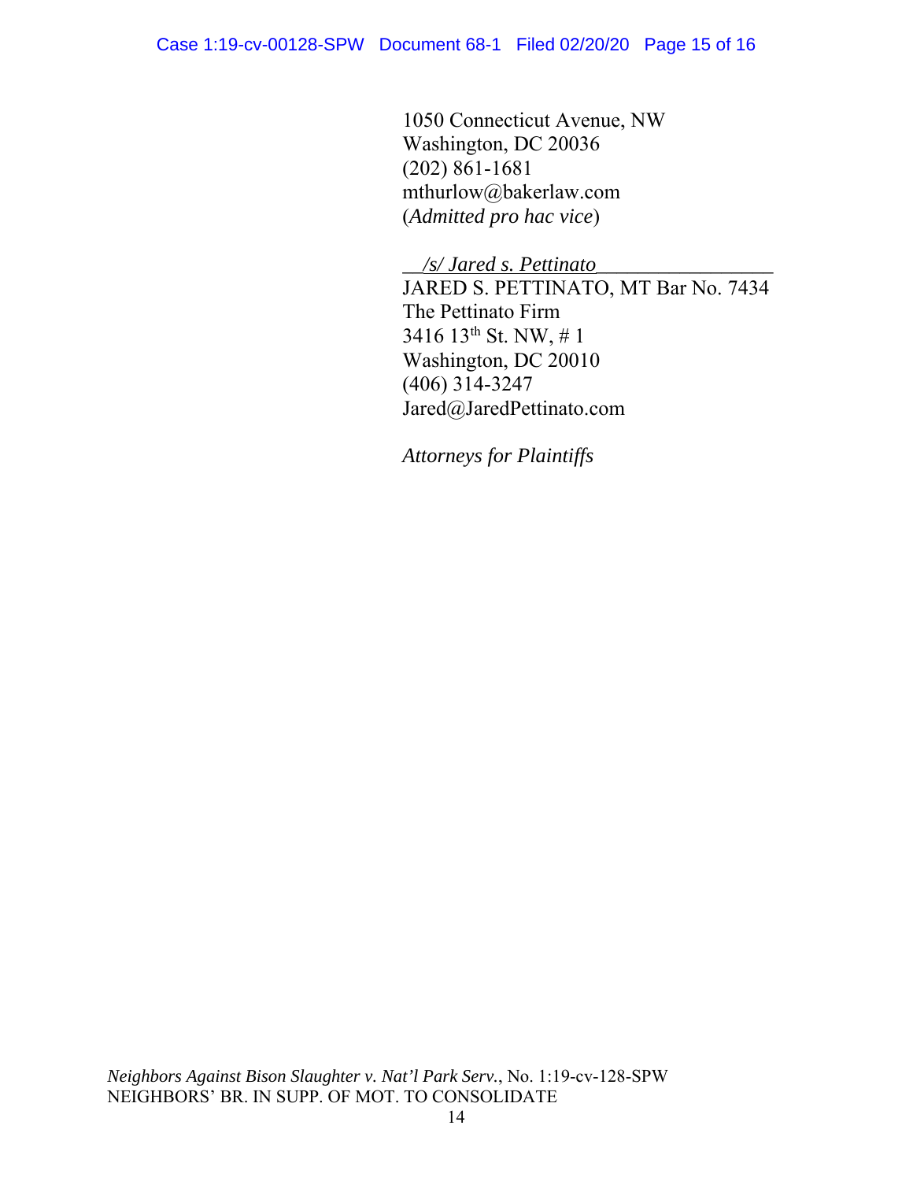1050 Connecticut Avenue, NW
Washington, DC 20036
(202) 861-1681
mthurlow@bakerlaw.com
(*Admitted pro hac vice*)

*/s/ Jared s. Pettinato*
JARED S. PETTINATO, MT Bar No. 7434
The Pettinato Firm
3416 13th St. NW, # 1
Washington, DC 20010
(406) 314-3247
Jared@JaredPettinato.com

*Attorneys for Plaintiffs*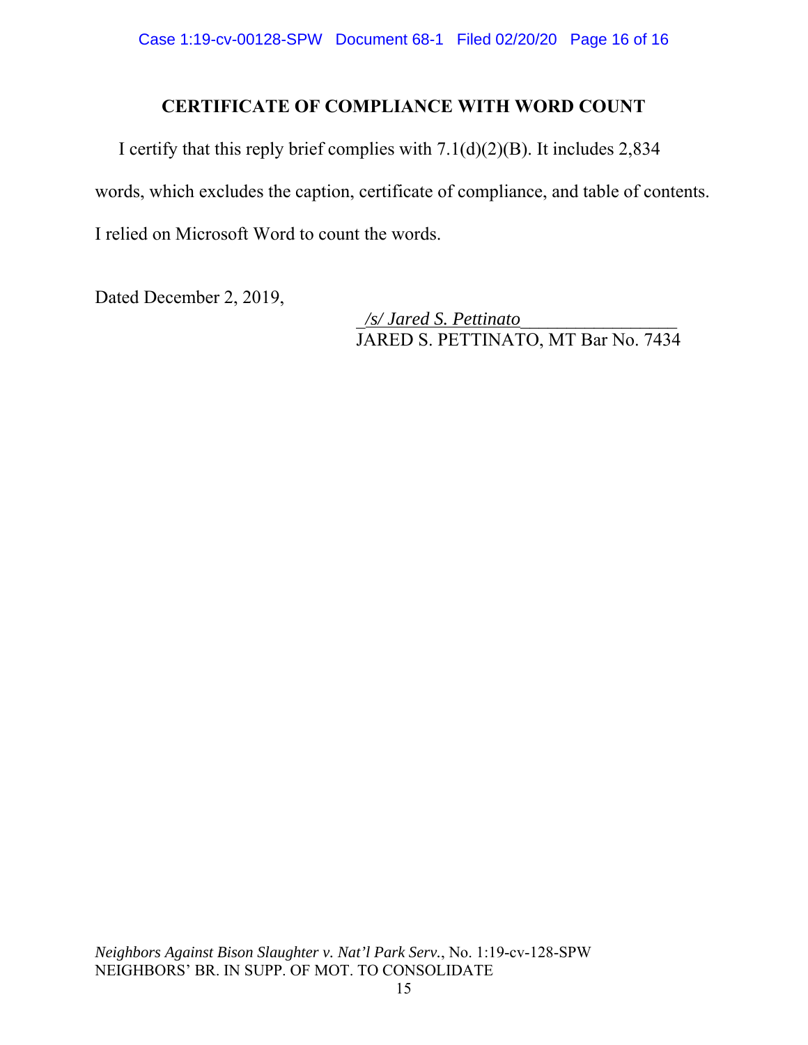## CERTIFICATE OF COMPLIANCE WITH WORD COUNT

I certify that this reply brief complies with 7.1(d)(2)(B). It includes 2,834 words, which excludes the caption, certificate of compliance, and table of contents. I relied on Microsoft Word to count the words.

Dated December 2, 2019,

*/s/ Jared S. Pettinato*
JARED S. PETTINATO, MT Bar No. 7434

*Neighbors Against Bison Slaughter v. Nat'l Park Serv.*, No. 1:19-cv-128-SPW
NEIGHBORS' BR. IN SUPP. OF MOT. TO CONSOLIDATE